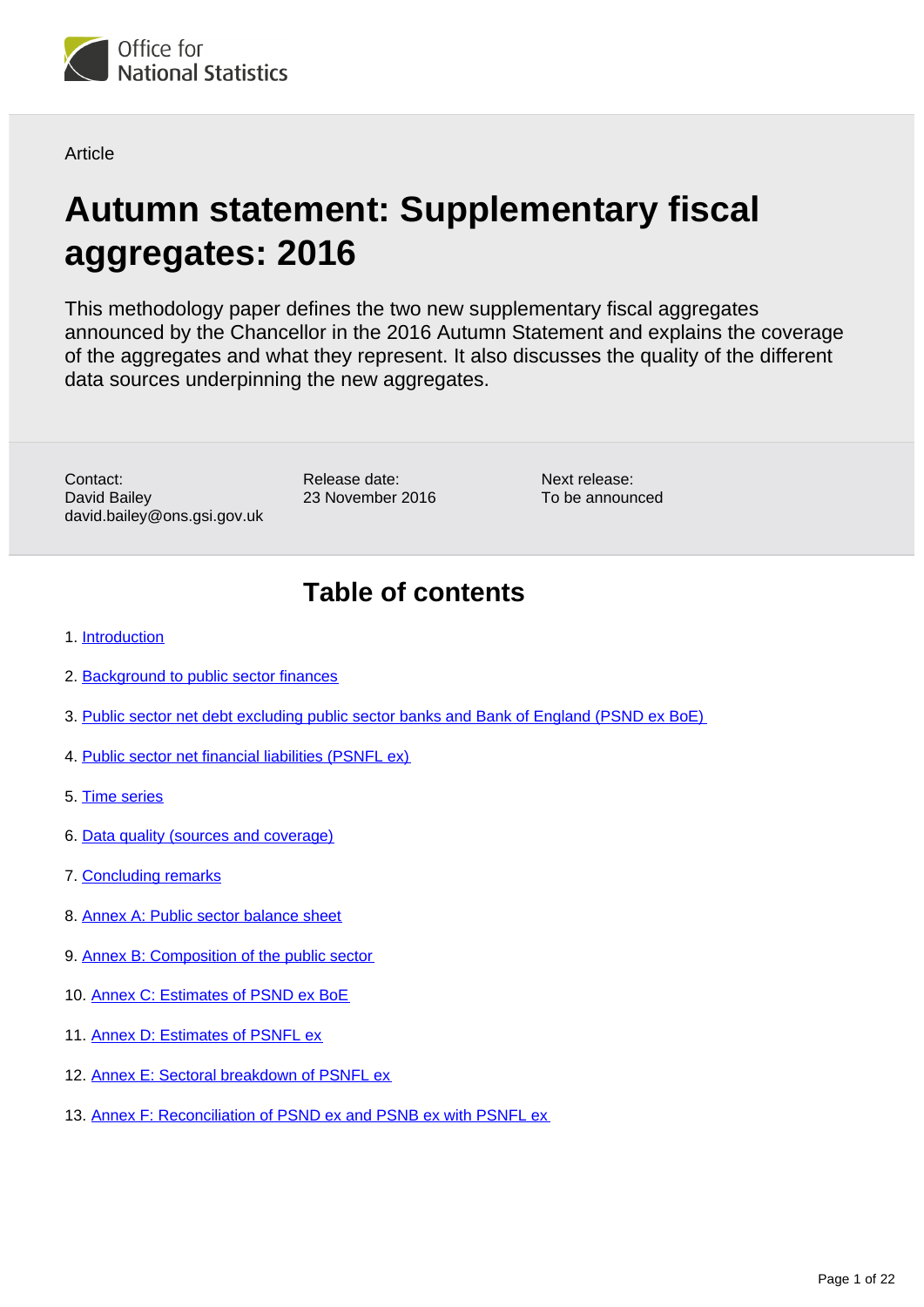Office for National Statistics

Article

# Autumn statement: Supplementary fiscal aggregates: 2016

This methodology paper defines the two new supplementary fiscal aggregates announced by the Chancellor in the 2016 Autumn Statement and explains the coverage of the aggregates and what they represent. It also discusses the quality of the different data sources underpinning the new aggregates.

Contact:
David Bailey
david.bailey@ons.gsi.gov.uk

Release date:
23 November 2016

Next release:
To be announced

## Table of contents

1. Introduction
2. Background to public sector finances
3. Public sector net debt excluding public sector banks and Bank of England (PSND ex BoE)
4. Public sector net financial liabilities (PSNFL ex)
5. Time series
6. Data quality (sources and coverage)
7. Concluding remarks
8. Annex A: Public sector balance sheet
9. Annex B: Composition of the public sector
10. Annex C: Estimates of PSND ex BoE
11. Annex D: Estimates of PSNFL ex
12. Annex E: Sectoral breakdown of PSNFL ex
13. Annex F: Reconciliation of PSND ex and PSNB ex with PSNFL ex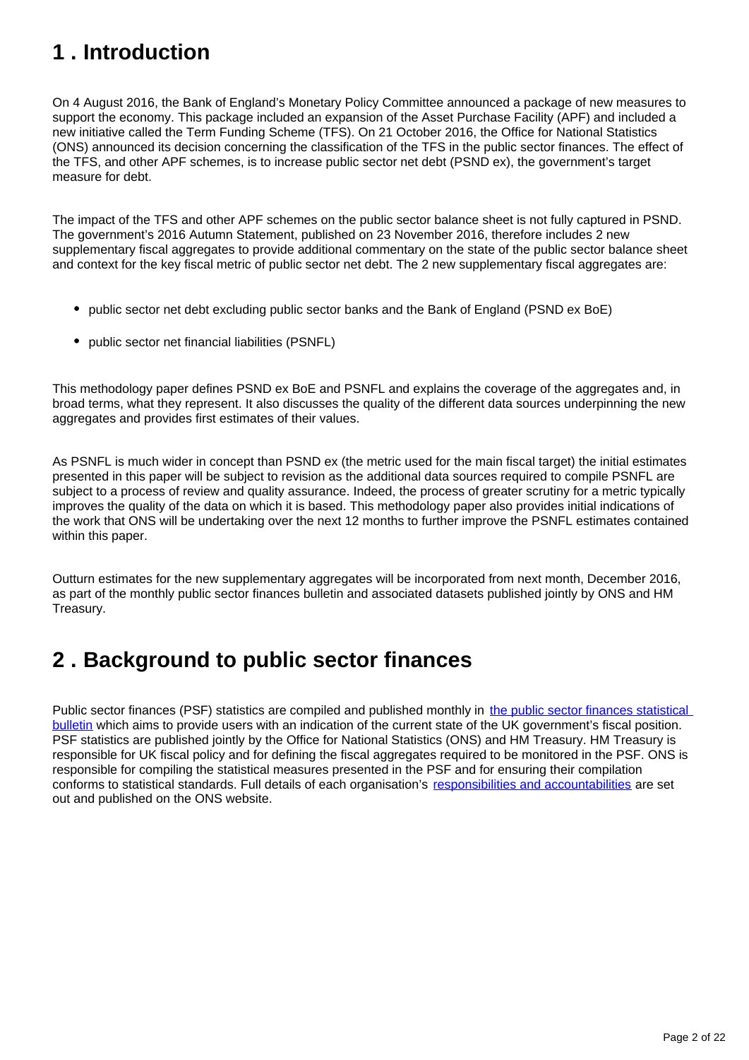## 1 . Introduction

On 4 August 2016, the Bank of England's Monetary Policy Committee announced a package of new measures to support the economy. This package included an expansion of the Asset Purchase Facility (APF) and included a new initiative called the Term Funding Scheme (TFS). On 21 October 2016, the Office for National Statistics (ONS) announced its decision concerning the classification of the TFS in the public sector finances. The effect of the TFS, and other APF schemes, is to increase public sector net debt (PSND ex), the government's target measure for debt.

The impact of the TFS and other APF schemes on the public sector balance sheet is not fully captured in PSND. The government's 2016 Autumn Statement, published on 23 November 2016, therefore includes 2 new supplementary fiscal aggregates to provide additional commentary on the state of the public sector balance sheet and context for the key fiscal metric of public sector net debt. The 2 new supplementary fiscal aggregates are:

- public sector net debt excluding public sector banks and the Bank of England (PSND ex BoE)
- public sector net financial liabilities (PSNFL)

This methodology paper defines PSND ex BoE and PSNFL and explains the coverage of the aggregates and, in broad terms, what they represent. It also discusses the quality of the different data sources underpinning the new aggregates and provides first estimates of their values.

As PSNFL is much wider in concept than PSND ex (the metric used for the main fiscal target) the initial estimates presented in this paper will be subject to revision as the additional data sources required to compile PSNFL are subject to a process of review and quality assurance. Indeed, the process of greater scrutiny for a metric typically improves the quality of the data on which it is based. This methodology paper also provides initial indications of the work that ONS will be undertaking over the next 12 months to further improve the PSNFL estimates contained within this paper.

Outturn estimates for the new supplementary aggregates will be incorporated from next month, December 2016, as part of the monthly public sector finances bulletin and associated datasets published jointly by ONS and HM Treasury.

## 2 . Background to public sector finances

Public sector finances (PSF) statistics are compiled and published monthly in the public sector finances statistical bulletin which aims to provide users with an indication of the current state of the UK government's fiscal position. PSF statistics are published jointly by the Office for National Statistics (ONS) and HM Treasury. HM Treasury is responsible for UK fiscal policy and for defining the fiscal aggregates required to be monitored in the PSF. ONS is responsible for compiling the statistical measures presented in the PSF and for ensuring their compilation conforms to statistical standards. Full details of each organisation's responsibilities and accountabilities are set out and published on the ONS website.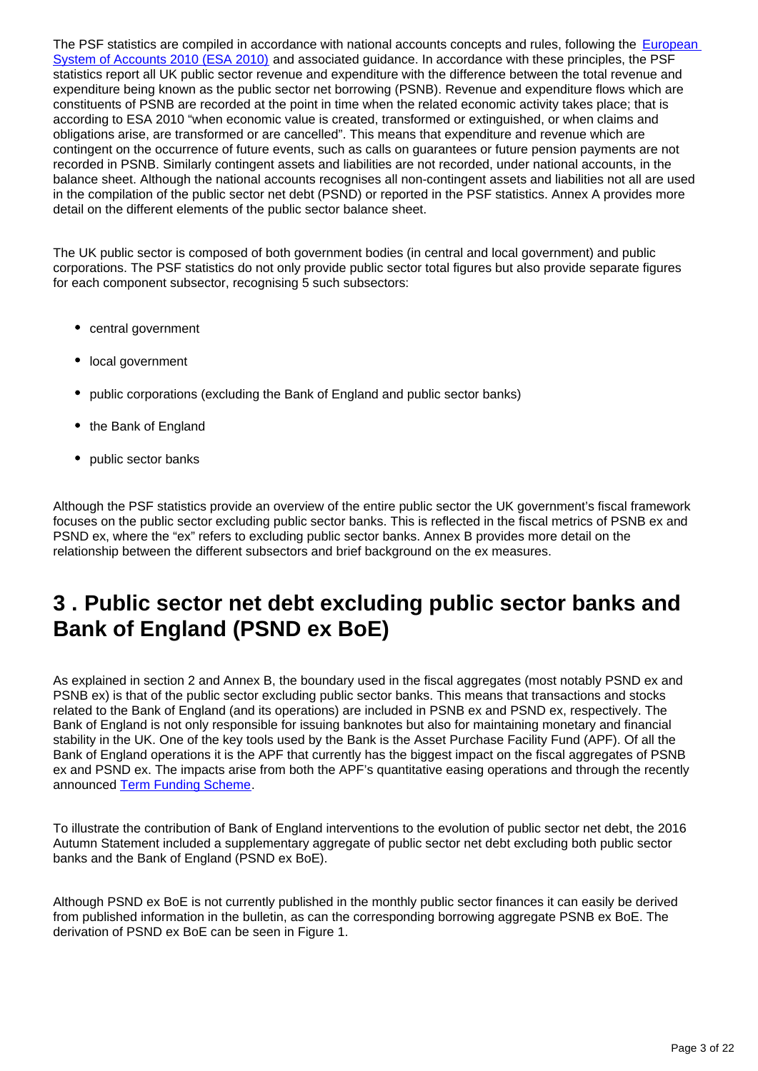The PSF statistics are compiled in accordance with national accounts concepts and rules, following the European System of Accounts 2010 (ESA 2010) and associated guidance. In accordance with these principles, the PSF statistics report all UK public sector revenue and expenditure with the difference between the total revenue and expenditure being known as the public sector net borrowing (PSNB). Revenue and expenditure flows which are constituents of PSNB are recorded at the point in time when the related economic activity takes place; that is according to ESA 2010 "when economic value is created, transformed or extinguished, or when claims and obligations arise, are transformed or are cancelled". This means that expenditure and revenue which are contingent on the occurrence of future events, such as calls on guarantees or future pension payments are not recorded in PSNB. Similarly contingent assets and liabilities are not recorded, under national accounts, in the balance sheet. Although the national accounts recognises all non-contingent assets and liabilities not all are used in the compilation of the public sector net debt (PSND) or reported in the PSF statistics. Annex A provides more detail on the different elements of the public sector balance sheet.

The UK public sector is composed of both government bodies (in central and local government) and public corporations. The PSF statistics do not only provide public sector total figures but also provide separate figures for each component subsector, recognising 5 such subsectors:

- central government
- local government
- public corporations (excluding the Bank of England and public sector banks)
- the Bank of England
- public sector banks

Although the PSF statistics provide an overview of the entire public sector the UK government's fiscal framework focuses on the public sector excluding public sector banks. This is reflected in the fiscal metrics of PSNB ex and PSND ex, where the "ex" refers to excluding public sector banks. Annex B provides more detail on the relationship between the different subsectors and brief background on the ex measures.

## 3 . Public sector net debt excluding public sector banks and Bank of England (PSND ex BoE)

As explained in section 2 and Annex B, the boundary used in the fiscal aggregates (most notably PSND ex and PSNB ex) is that of the public sector excluding public sector banks. This means that transactions and stocks related to the Bank of England (and its operations) are included in PSNB ex and PSND ex, respectively. The Bank of England is not only responsible for issuing banknotes but also for maintaining monetary and financial stability in the UK. One of the key tools used by the Bank is the Asset Purchase Facility Fund (APF). Of all the Bank of England operations it is the APF that currently has the biggest impact on the fiscal aggregates of PSNB ex and PSND ex. The impacts arise from both the APF's quantitative easing operations and through the recently announced Term Funding Scheme.

To illustrate the contribution of Bank of England interventions to the evolution of public sector net debt, the 2016 Autumn Statement included a supplementary aggregate of public sector net debt excluding both public sector banks and the Bank of England (PSND ex BoE).

Although PSND ex BoE is not currently published in the monthly public sector finances it can easily be derived from published information in the bulletin, as can the corresponding borrowing aggregate PSNB ex BoE. The derivation of PSND ex BoE can be seen in Figure 1.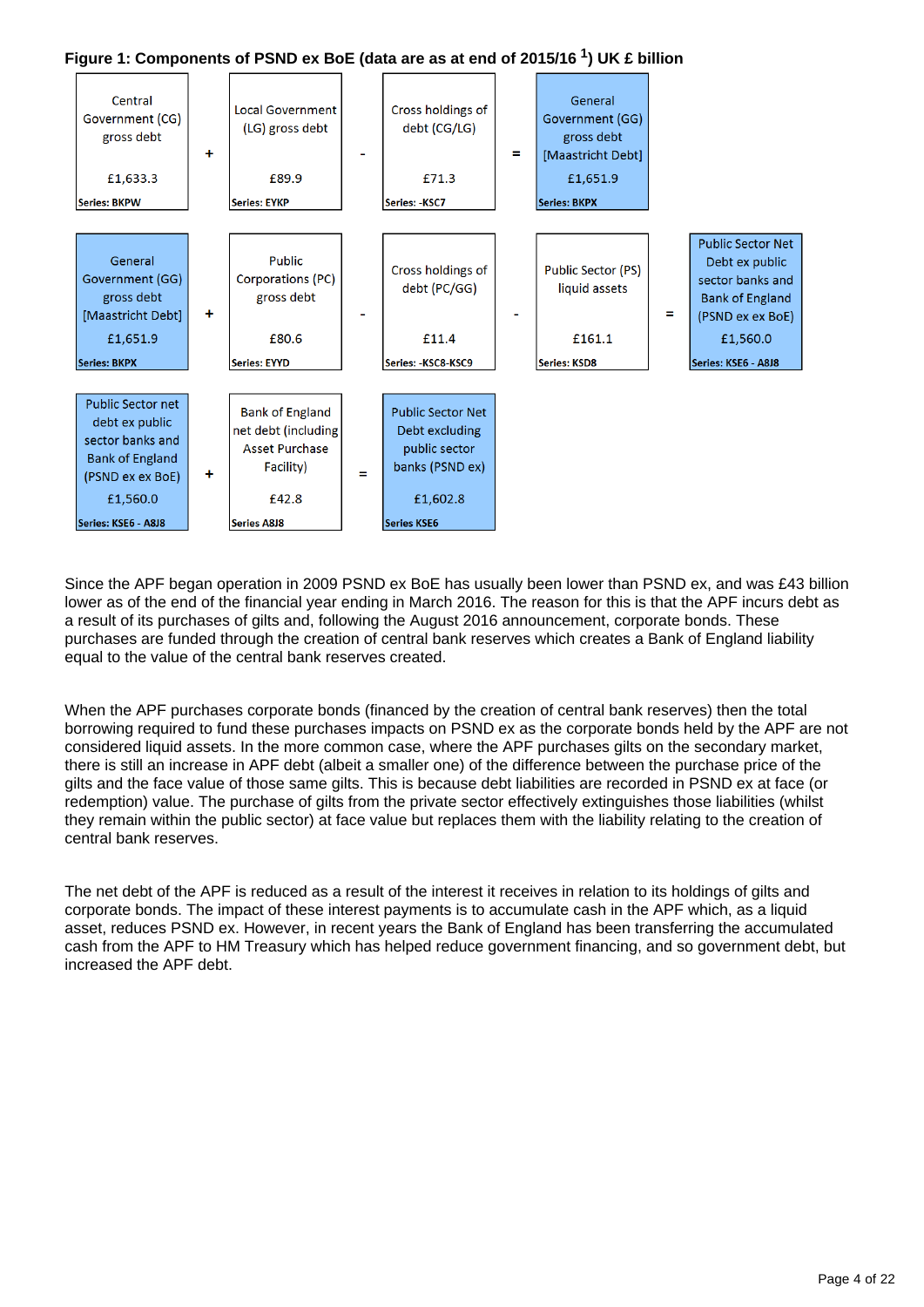**Figure 1: Components of PSND ex BoE (data are as at end of 2015/16 [1]) UK £ billion**

| Central Government (CG) gross debt |  | Local Government (LG) gross debt |  | Cross holdings of debt (CG/LG) |  | General Government (GG) gross debt [Maastricht Debt] |  |  |
|---|---|---|---|---|---|---|---|---|
| £1,633.3 | + | £89.9 | - | £71.3 | = | £1,651.9 |  |  |
| Series: BKPW |  | Series: EYKP |  | Series: -KSC7 |  | Series: BKPX |  |  |

| General Government (GG) gross debt [Maastricht Debt] |  | Public Corporations (PC) gross debt |  | Cross holdings of debt (PC/GG) |  | Public Sector (PS) liquid assets |  | Public Sector Net Debt ex public sector banks and Bank of England (PSND ex ex BoE) |
|---|---|---|---|---|---|---|---|---|
| £1,651.9 | + | £80.6 | - | £11.4 | - | £161.1 | = | £1,560.0 |
| Series: BKPX |  | Series: EYYD |  | Series: -KSC8-KSC9 |  | Series: KSD8 |  | Series: KSE6 - A8J8 |

| Public Sector net debt ex public sector banks and Bank of England (PSND ex ex BoE) |  | Bank of England net debt (including Asset Purchase Facility) |  | Public Sector Net Debt excluding public sector banks (PSND ex) |
|---|---|---|---|---|
| £1,560.0 | + | £42.8 | = | £1,602.8 |
| Series: KSE6 - A8J8 |  | Series A8J8 |  | Series KSE6 |

Since the APF began operation in 2009 PSND ex BoE has usually been lower than PSND ex, and was £43 billion lower as of the end of the financial year ending in March 2016. The reason for this is that the APF incurs debt as a result of its purchases of gilts and, following the August 2016 announcement, corporate bonds. These purchases are funded through the creation of central bank reserves which creates a Bank of England liability equal to the value of the central bank reserves created.

When the APF purchases corporate bonds (financed by the creation of central bank reserves) then the total borrowing required to fund these purchases impacts on PSND ex as the corporate bonds held by the APF are not considered liquid assets. In the more common case, where the APF purchases gilts on the secondary market, there is still an increase in APF debt (albeit a smaller one) of the difference between the purchase price of the gilts and the face value of those same gilts. This is because debt liabilities are recorded in PSND ex at face (or redemption) value. The purchase of gilts from the private sector effectively extinguishes those liabilities (whilst they remain within the public sector) at face value but replaces them with the liability relating to the creation of central bank reserves.

The net debt of the APF is reduced as a result of the interest it receives in relation to its holdings of gilts and corporate bonds. The impact of these interest payments is to accumulate cash in the APF which, as a liquid asset, reduces PSND ex. However, in recent years the Bank of England has been transferring the accumulated cash from the APF to HM Treasury which has helped reduce government financing, and so government debt, but increased the APF debt.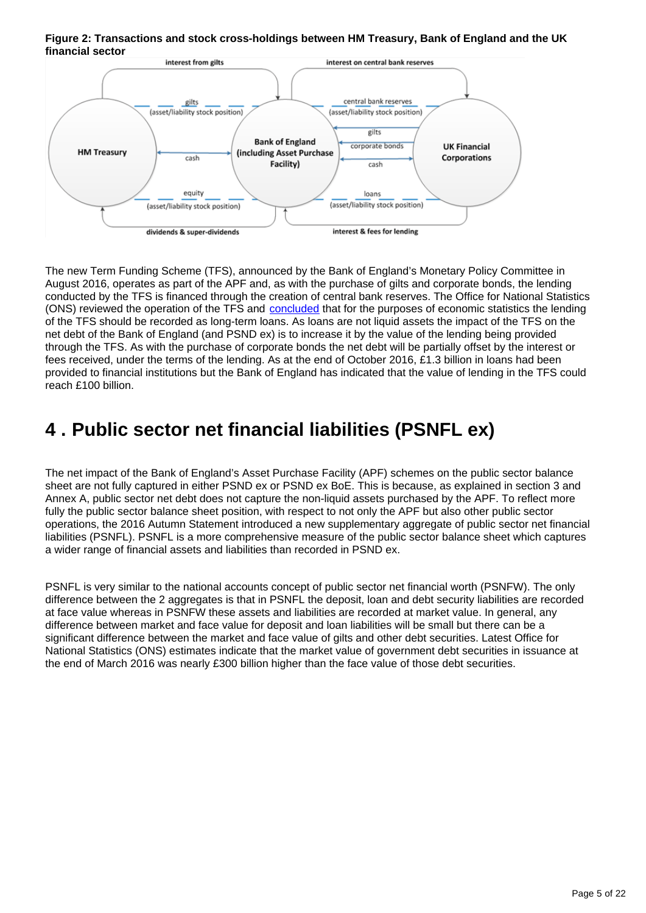**Figure 2: Transactions and stock cross-holdings between HM Treasury, Bank of England and the UK financial sector**

The new Term Funding Scheme (TFS), announced by the Bank of England's Monetary Policy Committee in August 2016, operates as part of the APF and, as with the purchase of gilts and corporate bonds, the lending conducted by the TFS is financed through the creation of central bank reserves. The Office for National Statistics (ONS) reviewed the operation of the TFS and concluded that for the purposes of economic statistics the lending of the TFS should be recorded as long-term loans. As loans are not liquid assets the impact of the TFS on the net debt of the Bank of England (and PSND ex) is to increase it by the value of the lending being provided through the TFS. As with the purchase of corporate bonds the net debt will be partially offset by the interest or fees received, under the terms of the lending. As at the end of October 2016, £1.3 billion in loans had been provided to financial institutions but the Bank of England has indicated that the value of lending in the TFS could reach £100 billion.

## 4 . Public sector net financial liabilities (PSNFL ex)

The net impact of the Bank of England's Asset Purchase Facility (APF) schemes on the public sector balance sheet are not fully captured in either PSND ex or PSND ex BoE. This is because, as explained in section 3 and Annex A, public sector net debt does not capture the non-liquid assets purchased by the APF. To reflect more fully the public sector balance sheet position, with respect to not only the APF but also other public sector operations, the 2016 Autumn Statement introduced a new supplementary aggregate of public sector net financial liabilities (PSNFL). PSNFL is a more comprehensive measure of the public sector balance sheet which captures a wider range of financial assets and liabilities than recorded in PSND ex.

PSNFL is very similar to the national accounts concept of public sector net financial worth (PSNFW). The only difference between the 2 aggregates is that in PSNFL the deposit, loan and debt security liabilities are recorded at face value whereas in PSNFW these assets and liabilities are recorded at market value. In general, any difference between market and face value for deposit and loan liabilities will be small but there can be a significant difference between the market and face value of gilts and other debt securities. Latest Office for National Statistics (ONS) estimates indicate that the market value of government debt securities in issuance at the end of March 2016 was nearly £300 billion higher than the face value of those debt securities.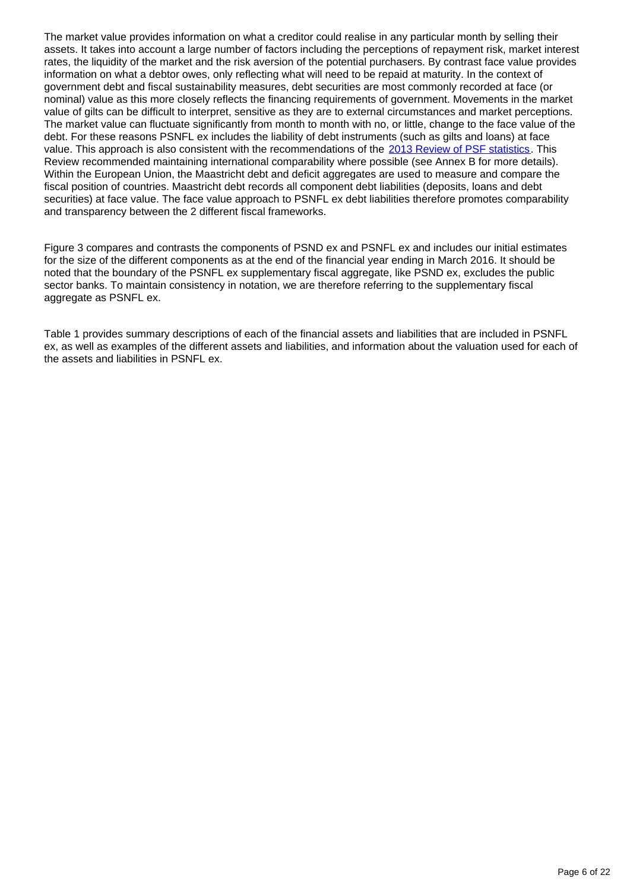The market value provides information on what a creditor could realise in any particular month by selling their assets. It takes into account a large number of factors including the perceptions of repayment risk, market interest rates, the liquidity of the market and the risk aversion of the potential purchasers. By contrast face value provides information on what a debtor owes, only reflecting what will need to be repaid at maturity. In the context of government debt and fiscal sustainability measures, debt securities are most commonly recorded at face (or nominal) value as this more closely reflects the financing requirements of government. Movements in the market value of gilts can be difficult to interpret, sensitive as they are to external circumstances and market perceptions. The market value can fluctuate significantly from month to month with no, or little, change to the face value of the debt. For these reasons PSNFL ex includes the liability of debt instruments (such as gilts and loans) at face value. This approach is also consistent with the recommendations of the [2013 Review of PSF statistics](). This Review recommended maintaining international comparability where possible (see Annex B for more details). Within the European Union, the Maastricht debt and deficit aggregates are used to measure and compare the fiscal position of countries. Maastricht debt records all component debt liabilities (deposits, loans and debt securities) at face value. The face value approach to PSNFL ex debt liabilities therefore promotes comparability and transparency between the 2 different fiscal frameworks.

Figure 3 compares and contrasts the components of PSND ex and PSNFL ex and includes our initial estimates for the size of the different components as at the end of the financial year ending in March 2016. It should be noted that the boundary of the PSNFL ex supplementary fiscal aggregate, like PSND ex, excludes the public sector banks. To maintain consistency in notation, we are therefore referring to the supplementary fiscal aggregate as PSNFL ex.

Table 1 provides summary descriptions of each of the financial assets and liabilities that are included in PSNFL ex, as well as examples of the different assets and liabilities, and information about the valuation used for each of the assets and liabilities in PSNFL ex.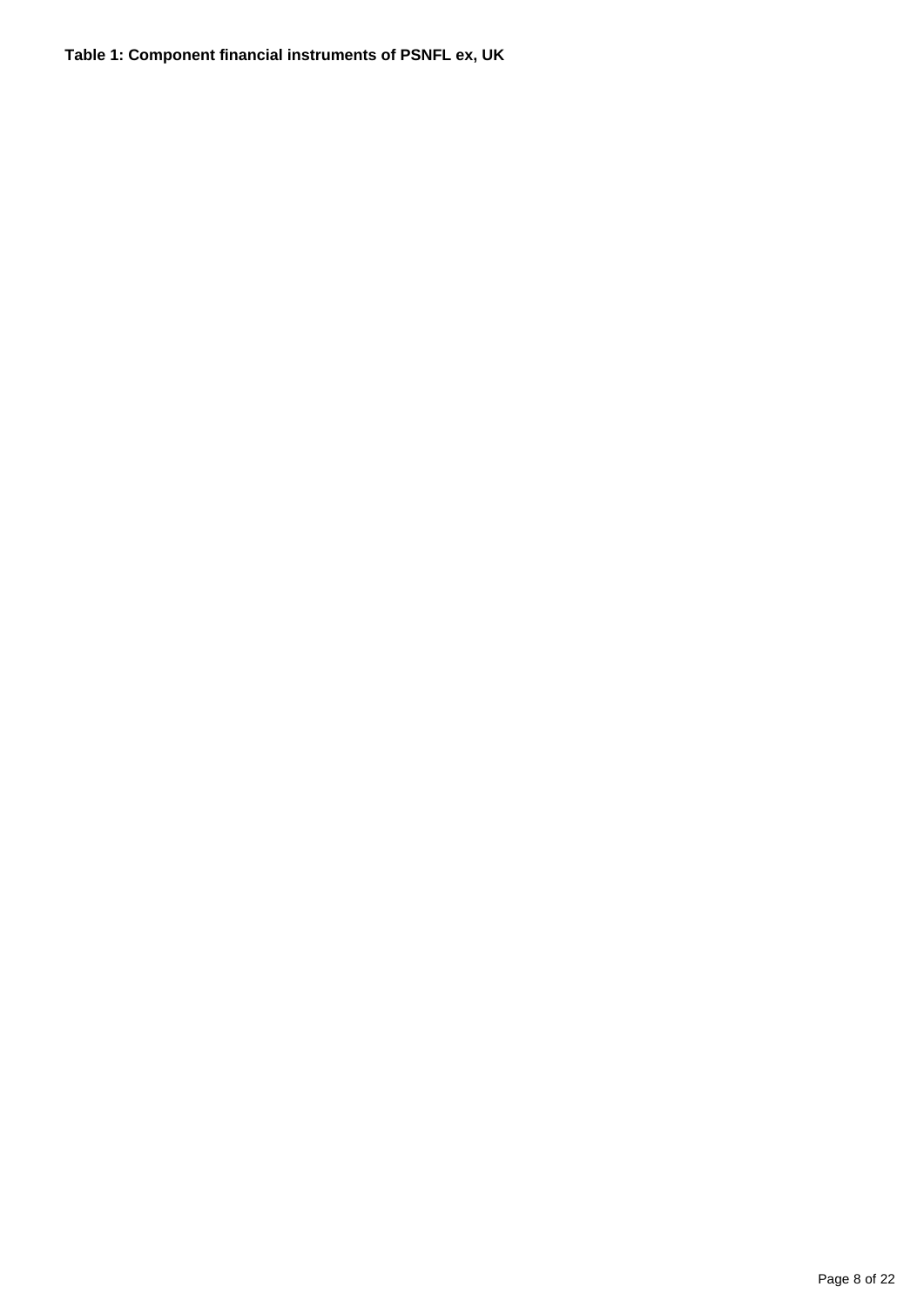**Table 1: Component financial instruments of PSNFL ex, UK**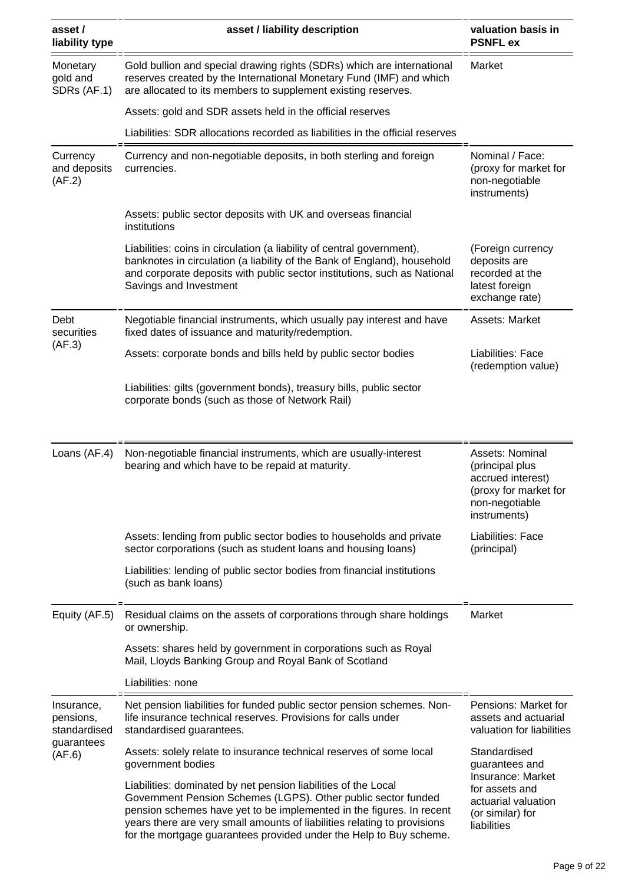| asset / liability type | asset / liability description | valuation basis in PSNFL ex |
|---|---|---|
| Monetary gold and SDRs (AF.1) | Gold bullion and special drawing rights (SDRs) which are international reserves created by the International Monetary Fund (IMF) and which are allocated to its members to supplement existing reserves. | Market |
| | Assets: gold and SDR assets held in the official reserves | |
| | Liabilities: SDR allocations recorded as liabilities in the official reserves | |
| Currency and deposits (AF.2) | Currency and non-negotiable deposits, in both sterling and foreign currencies. | Nominal / Face: (proxy for market for non-negotiable instruments) |
| | Assets: public sector deposits with UK and overseas financial institutions | |
| | Liabilities: coins in circulation (a liability of central government), banknotes in circulation (a liability of the Bank of England), household and corporate deposits with public sector institutions, such as National Savings and Investment | (Foreign currency deposits are recorded at the latest foreign exchange rate) |
| Debt securities (AF.3) | Negotiable financial instruments, which usually pay interest and have fixed dates of issuance and maturity/redemption. | Assets: Market |
| | Assets: corporate bonds and bills held by public sector bodies | Liabilities: Face (redemption value) |
| | Liabilities: gilts (government bonds), treasury bills, public sector corporate bonds (such as those of Network Rail) | |
| Loans (AF.4) | Non-negotiable financial instruments, which are usually-interest bearing and which have to be repaid at maturity. | Assets: Nominal (principal plus accrued interest) (proxy for market for non-negotiable instruments) |
| | Assets: lending from public sector bodies to households and private sector corporations (such as student loans and housing loans) | Liabilities: Face (principal) |
| | Liabilities: lending of public sector bodies from financial institutions (such as bank loans) | |
| Equity (AF.5) | Residual claims on the assets of corporations through share holdings or ownership. | Market |
| | Assets: shares held by government in corporations such as Royal Mail, Lloyds Banking Group and Royal Bank of Scotland | |
| | Liabilities: none | |
| Insurance, pensions, standardised guarantees (AF.6) | Net pension liabilities for funded public sector pension schemes. Non-life insurance technical reserves. Provisions for calls under standardised guarantees. | Pensions: Market for assets and actuarial valuation for liabilities |
| | Assets: solely relate to insurance technical reserves of some local government bodies | Standardised guarantees and Insurance: Market for assets and actuarial valuation (or similar) for liabilities |
| | Liabilities: dominated by net pension liabilities of the Local Government Pension Schemes (LGPS). Other public sector funded pension schemes have yet to be implemented in the figures. In recent years there are very small amounts of liabilities relating to provisions for the mortgage guarantees provided under the Help to Buy scheme. | |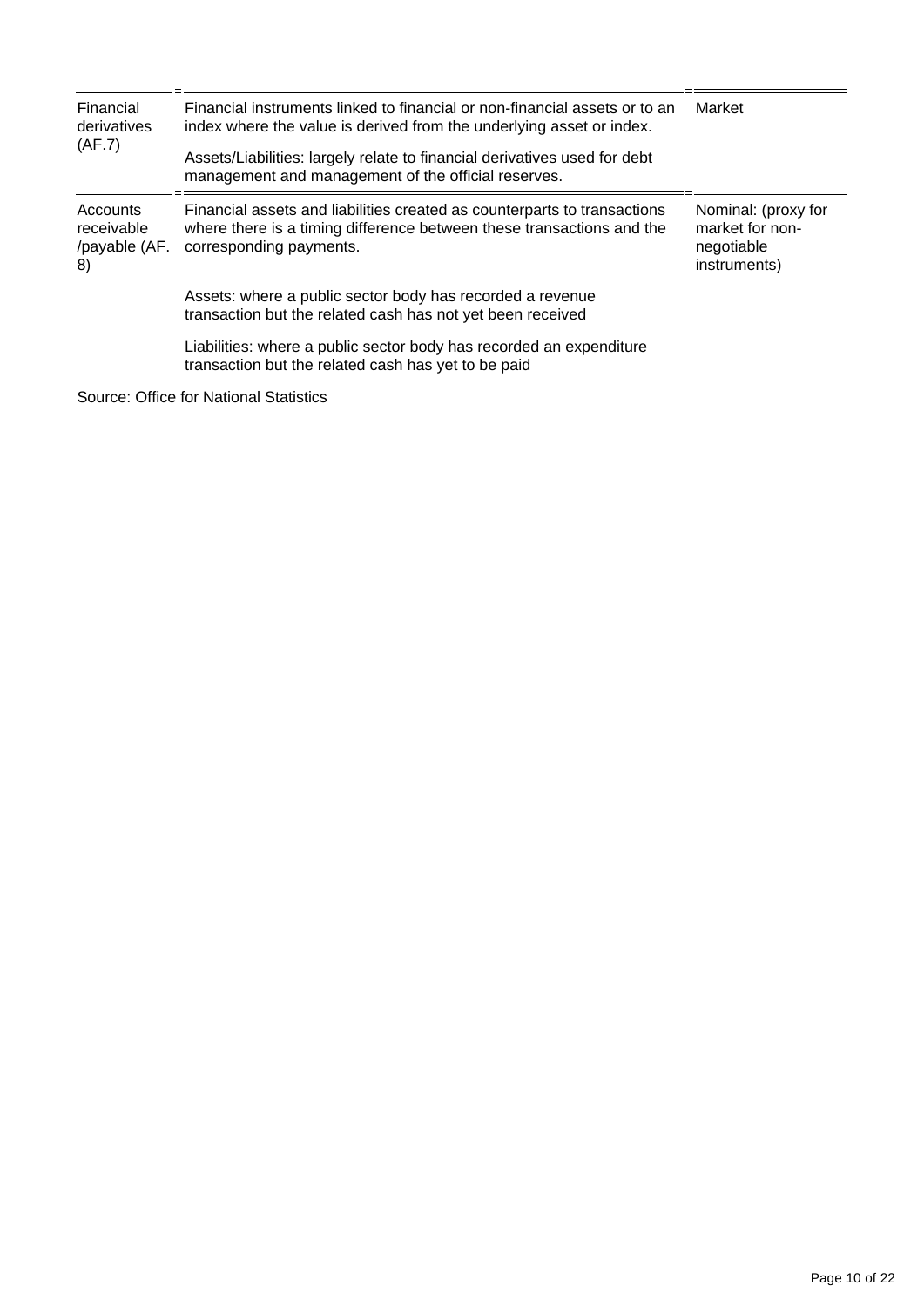| | | |
|---|---|---|
| Financial derivatives (AF.7) | Financial instruments linked to financial or non-financial assets or to an index where the value is derived from the underlying asset or index.<br><br>Assets/Liabilities: largely relate to financial derivatives used for debt management and management of the official reserves. | Market |
| Accounts receivable /payable (AF. 8) | Financial assets and liabilities created as counterparts to transactions where there is a timing difference between these transactions and the corresponding payments.<br><br>Assets: where a public sector body has recorded a revenue transaction but the related cash has not yet been received<br><br>Liabilities: where a public sector body has recorded an expenditure transaction but the related cash has yet to be paid | Nominal: (proxy for market for non-negotiable instruments) |

Source: Office for National Statistics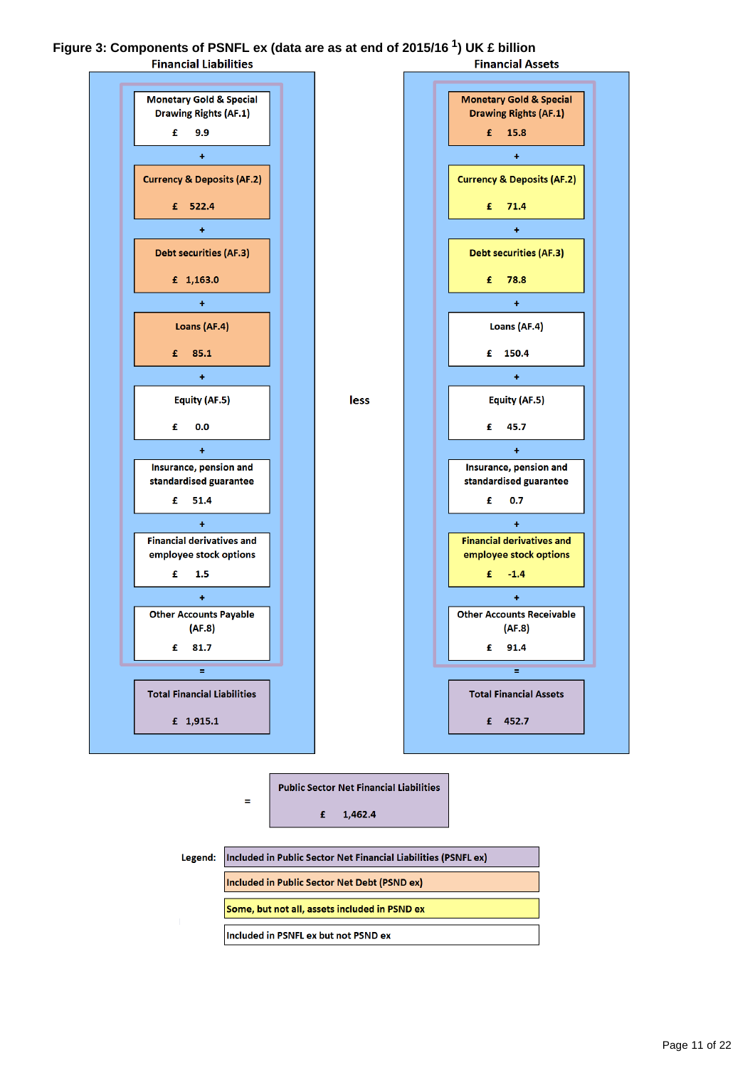**Figure 3: Components of PSNFL ex (data are as at end of 2015/16 [1]) UK £ billion**

| Financial Liabilities | £ billion | | Financial Assets | £ billion |
|---|---|---|---|---|
| Monetary Gold & Special Drawing Rights (AF.1) | 9.9 | | Monetary Gold & Special Drawing Rights (AF.1) | 15.8 |
| + Currency & Deposits (AF.2) | 522.4 | | + Currency & Deposits (AF.2) | 71.4 |
| + Debt securities (AF.3) | 1,163.0 | | + Debt securities (AF.3) | 78.8 |
| + Loans (AF.4) | 85.1 | | + Loans (AF.4) | 150.4 |
| + Equity (AF.5) | 0.0 | less | + Equity (AF.5) | 45.7 |
| + Insurance, pension and standardised guarantee | 51.4 | | + Insurance, pension and standardised guarantee | 0.7 |
| + Financial derivatives and employee stock options | 1.5 | | + Financial derivatives and employee stock options | -1.4 |
| + Other Accounts Payable (AF.8) | 81.7 | | + Other Accounts Receivable (AF.8) | 91.4 |
| = Total Financial Liabilities | 1,915.1 | | = Total Financial Assets | 452.7 |

= Public Sector Net Financial Liabilities £ 1,462.4

Legend:

- Included in Public Sector Net Financial Liabilities (PSNFL ex) — Total Financial Liabilities, Total Financial Assets, Public Sector Net Financial Liabilities
- Included in Public Sector Net Debt (PSND ex) — Liabilities: Monetary Gold & Special Drawing Rights, Currency & Deposits, Debt securities, Loans; Assets: Monetary Gold & Special Drawing Rights
- Some, but not all, assets included in PSND ex — Assets: Currency & Deposits, Debt securities, Financial derivatives and employee stock options
- Included in PSNFL ex but not PSND ex — Liabilities: Equity, Insurance, pension and standardised guarantee, Financial derivatives and employee stock options, Other Accounts Payable; Assets: Loans, Equity, Insurance, pension and standardised guarantee, Other Accounts Receivable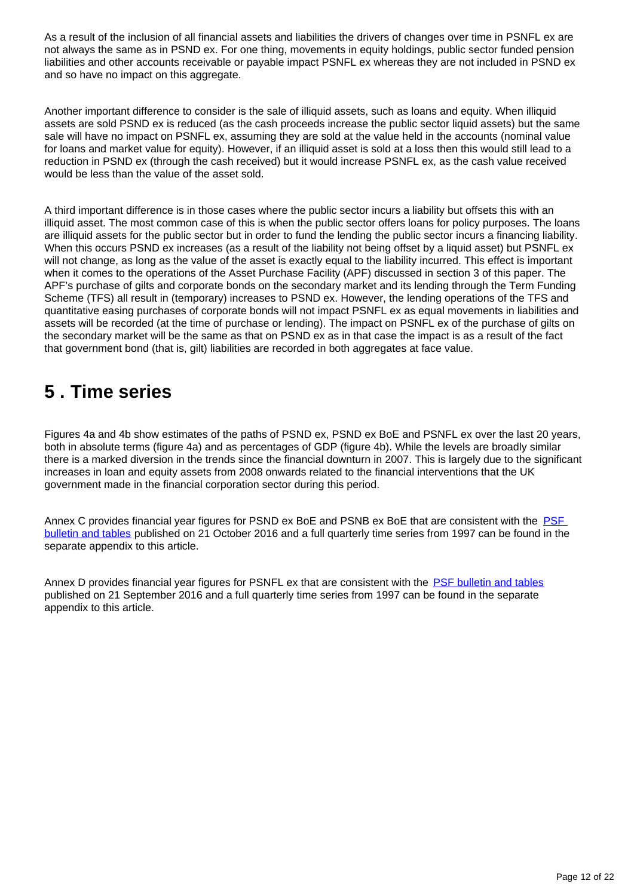As a result of the inclusion of all financial assets and liabilities the drivers of changes over time in PSNFL ex are not always the same as in PSND ex. For one thing, movements in equity holdings, public sector funded pension liabilities and other accounts receivable or payable impact PSNFL ex whereas they are not included in PSND ex and so have no impact on this aggregate.

Another important difference to consider is the sale of illiquid assets, such as loans and equity. When illiquid assets are sold PSND ex is reduced (as the cash proceeds increase the public sector liquid assets) but the same sale will have no impact on PSNFL ex, assuming they are sold at the value held in the accounts (nominal value for loans and market value for equity). However, if an illiquid asset is sold at a loss then this would still lead to a reduction in PSND ex (through the cash received) but it would increase PSNFL ex, as the cash value received would be less than the value of the asset sold.

A third important difference is in those cases where the public sector incurs a liability but offsets this with an illiquid asset. The most common case of this is when the public sector offers loans for policy purposes. The loans are illiquid assets for the public sector but in order to fund the lending the public sector incurs a financing liability. When this occurs PSND ex increases (as a result of the liability not being offset by a liquid asset) but PSNFL ex will not change, as long as the value of the asset is exactly equal to the liability incurred. This effect is important when it comes to the operations of the Asset Purchase Facility (APF) discussed in section 3 of this paper. The APF's purchase of gilts and corporate bonds on the secondary market and its lending through the Term Funding Scheme (TFS) all result in (temporary) increases to PSND ex. However, the lending operations of the TFS and quantitative easing purchases of corporate bonds will not impact PSNFL ex as equal movements in liabilities and assets will be recorded (at the time of purchase or lending). The impact on PSNFL ex of the purchase of gilts on the secondary market will be the same as that on PSND ex as in that case the impact is as a result of the fact that government bond (that is, gilt) liabilities are recorded in both aggregates at face value.

## 5 . Time series

Figures 4a and 4b show estimates of the paths of PSND ex, PSND ex BoE and PSNFL ex over the last 20 years, both in absolute terms (figure 4a) and as percentages of GDP (figure 4b). While the levels are broadly similar there is a marked diversion in the trends since the financial downturn in 2007. This is largely due to the significant increases in loan and equity assets from 2008 onwards related to the financial interventions that the UK government made in the financial corporation sector during this period.

Annex C provides financial year figures for PSND ex BoE and PSNB ex BoE that are consistent with the PSF bulletin and tables published on 21 October 2016 and a full quarterly time series from 1997 can be found in the separate appendix to this article.

Annex D provides financial year figures for PSNFL ex that are consistent with the PSF bulletin and tables published on 21 September 2016 and a full quarterly time series from 1997 can be found in the separate appendix to this article.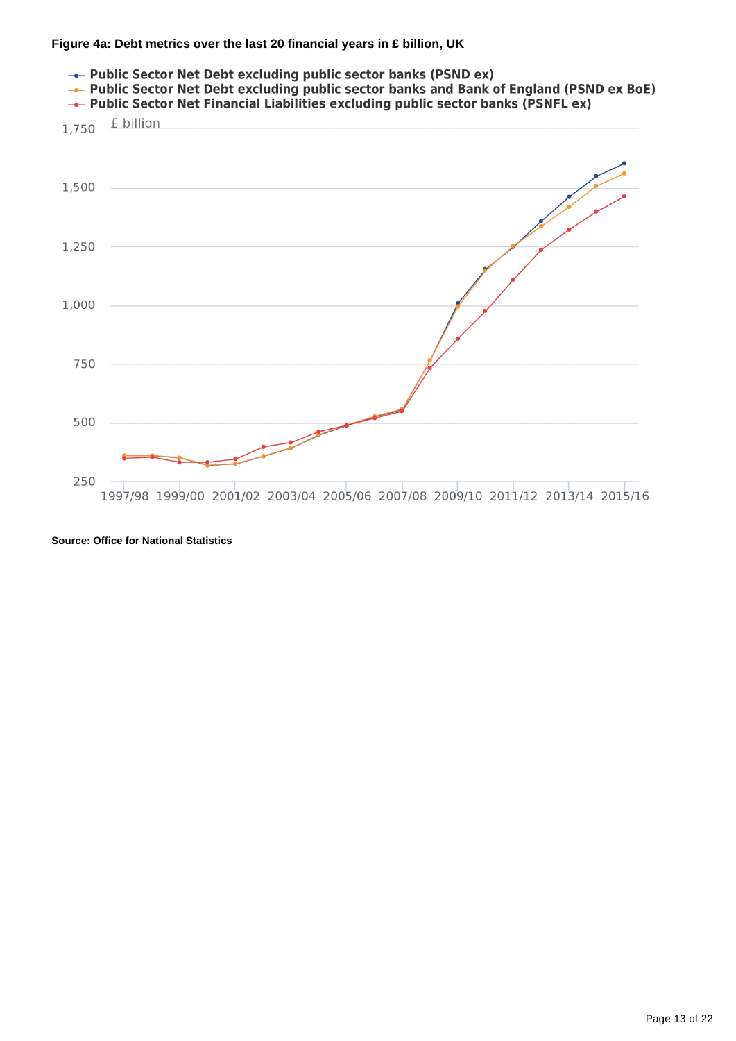**Figure 4a: Debt metrics over the last 20 financial years in £ billion, UK**

- Public Sector Net Debt excluding public sector banks (PSND ex)
- Public Sector Net Debt excluding public sector banks and Bank of England (PSND ex BoE)
- Public Sector Net Financial Liabilities excluding public sector banks (PSNFL ex)

£ billion

1,750
1,500
1,250
1,000
750
500
250

1997/98 1999/00 2001/02 2003/04 2005/06 2007/08 2009/10 2011/12 2013/14 2015/16

**Source: Office for National Statistics**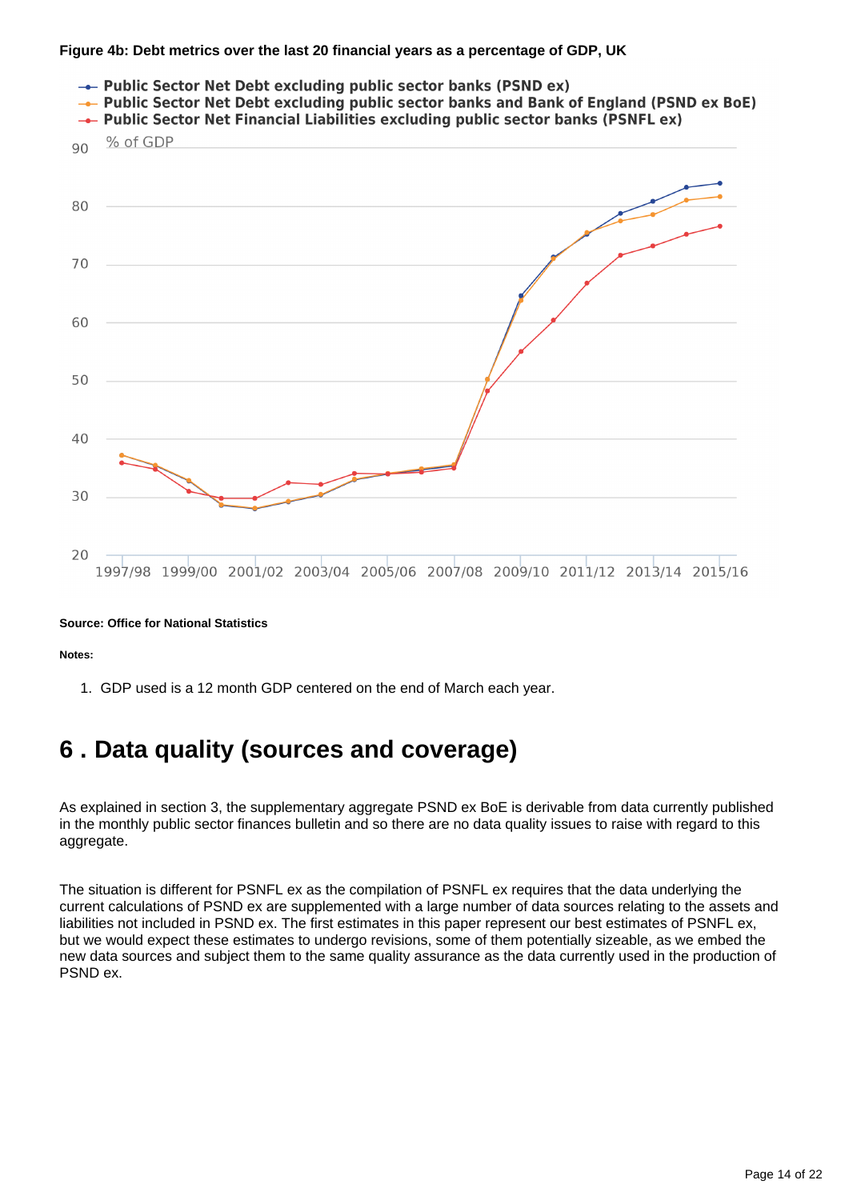**Figure 4b: Debt metrics over the last 20 financial years as a percentage of GDP, UK**

**Source: Office for National Statistics**

**Notes:**

1. GDP used is a 12 month GDP centered on the end of March each year.

# 6 . Data quality (sources and coverage)

As explained in section 3, the supplementary aggregate PSND ex BoE is derivable from data currently published in the monthly public sector finances bulletin and so there are no data quality issues to raise with regard to this aggregate.

The situation is different for PSNFL ex as the compilation of PSNFL ex requires that the data underlying the current calculations of PSND ex are supplemented with a large number of data sources relating to the assets and liabilities not included in PSND ex. The first estimates in this paper represent our best estimates of PSNFL ex, but we would expect these estimates to undergo revisions, some of them potentially sizeable, as we embed the new data sources and subject them to the same quality assurance as the data currently used in the production of PSND ex.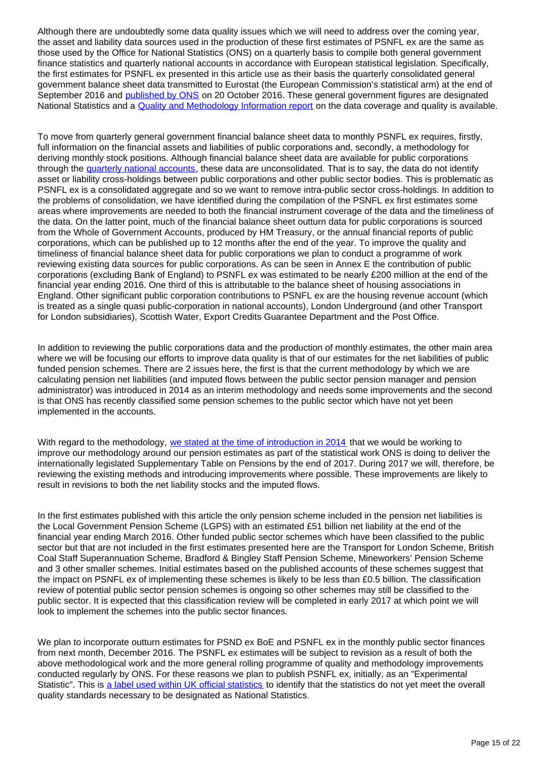Although there are undoubtedly some data quality issues which we will need to address over the coming year, the asset and liability data sources used in the production of these first estimates of PSNFL ex are the same as those used by the Office for National Statistics (ONS) on a quarterly basis to compile both general government finance statistics and quarterly national accounts in accordance with European statistical legislation. Specifically, the first estimates for PSNFL ex presented in this article use as their basis the quarterly consolidated general government balance sheet data transmitted to Eurostat (the European Commission's statistical arm) at the end of September 2016 and published by ONS on 20 October 2016. These general government figures are designated National Statistics and a Quality and Methodology Information report on the data coverage and quality is available.

To move from quarterly general government financial balance sheet data to monthly PSNFL ex requires, firstly, full information on the financial assets and liabilities of public corporations and, secondly, a methodology for deriving monthly stock positions. Although financial balance sheet data are available for public corporations through the quarterly national accounts, these data are unconsolidated. That is to say, the data do not identify asset or liability cross-holdings between public corporations and other public sector bodies. This is problematic as PSNFL ex is a consolidated aggregate and so we want to remove intra-public sector cross-holdings. In addition to the problems of consolidation, we have identified during the compilation of the PSNFL ex first estimates some areas where improvements are needed to both the financial instrument coverage of the data and the timeliness of the data. On the latter point, much of the financial balance sheet outturn data for public corporations is sourced from the Whole of Government Accounts, produced by HM Treasury, or the annual financial reports of public corporations, which can be published up to 12 months after the end of the year. To improve the quality and timeliness of financial balance sheet data for public corporations we plan to conduct a programme of work reviewing existing data sources for public corporations. As can be seen in Annex E the contribution of public corporations (excluding Bank of England) to PSNFL ex was estimated to be nearly £200 million at the end of the financial year ending 2016. One third of this is attributable to the balance sheet of housing associations in England. Other significant public corporation contributions to PSNFL ex are the housing revenue account (which is treated as a single quasi public-corporation in national accounts), London Underground (and other Transport for London subsidiaries), Scottish Water, Export Credits Guarantee Department and the Post Office.

In addition to reviewing the public corporations data and the production of monthly estimates, the other main area where we will be focusing our efforts to improve data quality is that of our estimates for the net liabilities of public funded pension schemes. There are 2 issues here, the first is that the current methodology by which we are calculating pension net liabilities (and imputed flows between the public sector pension manager and pension administrator) was introduced in 2014 as an interim methodology and needs some improvements and the second is that ONS has recently classified some pension schemes to the public sector which have not yet been implemented in the accounts.

With regard to the methodology, we stated at the time of introduction in 2014 that we would be working to improve our methodology around our pension estimates as part of the statistical work ONS is doing to deliver the internationally legislated Supplementary Table on Pensions by the end of 2017. During 2017 we will, therefore, be reviewing the existing methods and introducing improvements where possible. These improvements are likely to result in revisions to both the net liability stocks and the imputed flows.

In the first estimates published with this article the only pension scheme included in the pension net liabilities is the Local Government Pension Scheme (LGPS) with an estimated £51 billion net liability at the end of the financial year ending March 2016. Other funded public sector schemes which have been classified to the public sector but that are not included in the first estimates presented here are the Transport for London Scheme, British Coal Staff Superannuation Scheme, Bradford & Bingley Staff Pension Scheme, Mineworkers' Pension Scheme and 3 other smaller schemes. Initial estimates based on the published accounts of these schemes suggest that the impact on PSNFL ex of implementing these schemes is likely to be less than £0.5 billion. The classification review of potential public sector pension schemes is ongoing so other schemes may still be classified to the public sector. It is expected that this classification review will be completed in early 2017 at which point we will look to implement the schemes into the public sector finances.

We plan to incorporate outturn estimates for PSND ex BoE and PSNFL ex in the monthly public sector finances from next month, December 2016. The PSNFL ex estimates will be subject to revision as a result of both the above methodological work and the more general rolling programme of quality and methodology improvements conducted regularly by ONS. For these reasons we plan to publish PSNFL ex, initially, as an "Experimental Statistic". This is a label used within UK official statistics to identify that the statistics do not yet meet the overall quality standards necessary to be designated as National Statistics.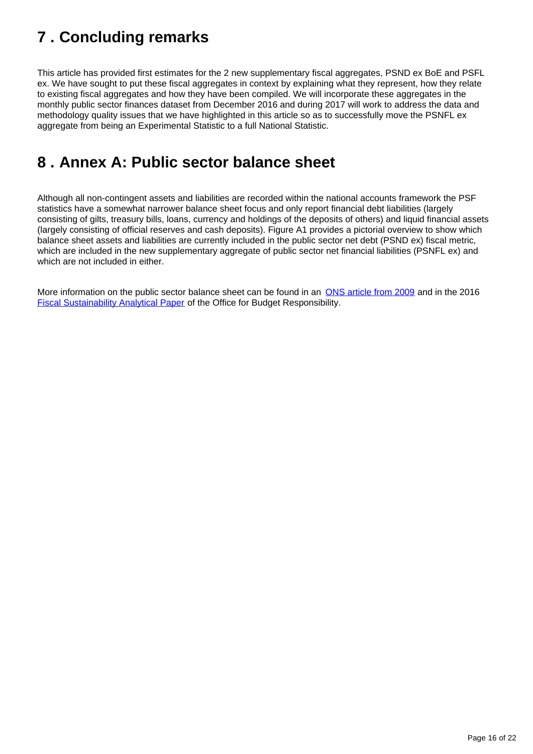## 7 . Concluding remarks

This article has provided first estimates for the 2 new supplementary fiscal aggregates, PSND ex BoE and PSFL ex. We have sought to put these fiscal aggregates in context by explaining what they represent, how they relate to existing fiscal aggregates and how they have been compiled. We will incorporate these aggregates in the monthly public sector finances dataset from December 2016 and during 2017 will work to address the data and methodology quality issues that we have highlighted in this article so as to successfully move the PSNFL ex aggregate from being an Experimental Statistic to a full National Statistic.

## 8 . Annex A: Public sector balance sheet

Although all non-contingent assets and liabilities are recorded within the national accounts framework the PSF statistics have a somewhat narrower balance sheet focus and only report financial debt liabilities (largely consisting of gilts, treasury bills, loans, currency and holdings of the deposits of others) and liquid financial assets (largely consisting of official reserves and cash deposits). Figure A1 provides a pictorial overview to show which balance sheet assets and liabilities are currently included in the public sector net debt (PSND ex) fiscal metric, which are included in the new supplementary aggregate of public sector net financial liabilities (PSNFL ex) and which are not included in either.

More information on the public sector balance sheet can be found in an [ONS article from 2009](#) and in the 2016 [Fiscal Sustainability Analytical Paper](#) of the Office for Budget Responsibility.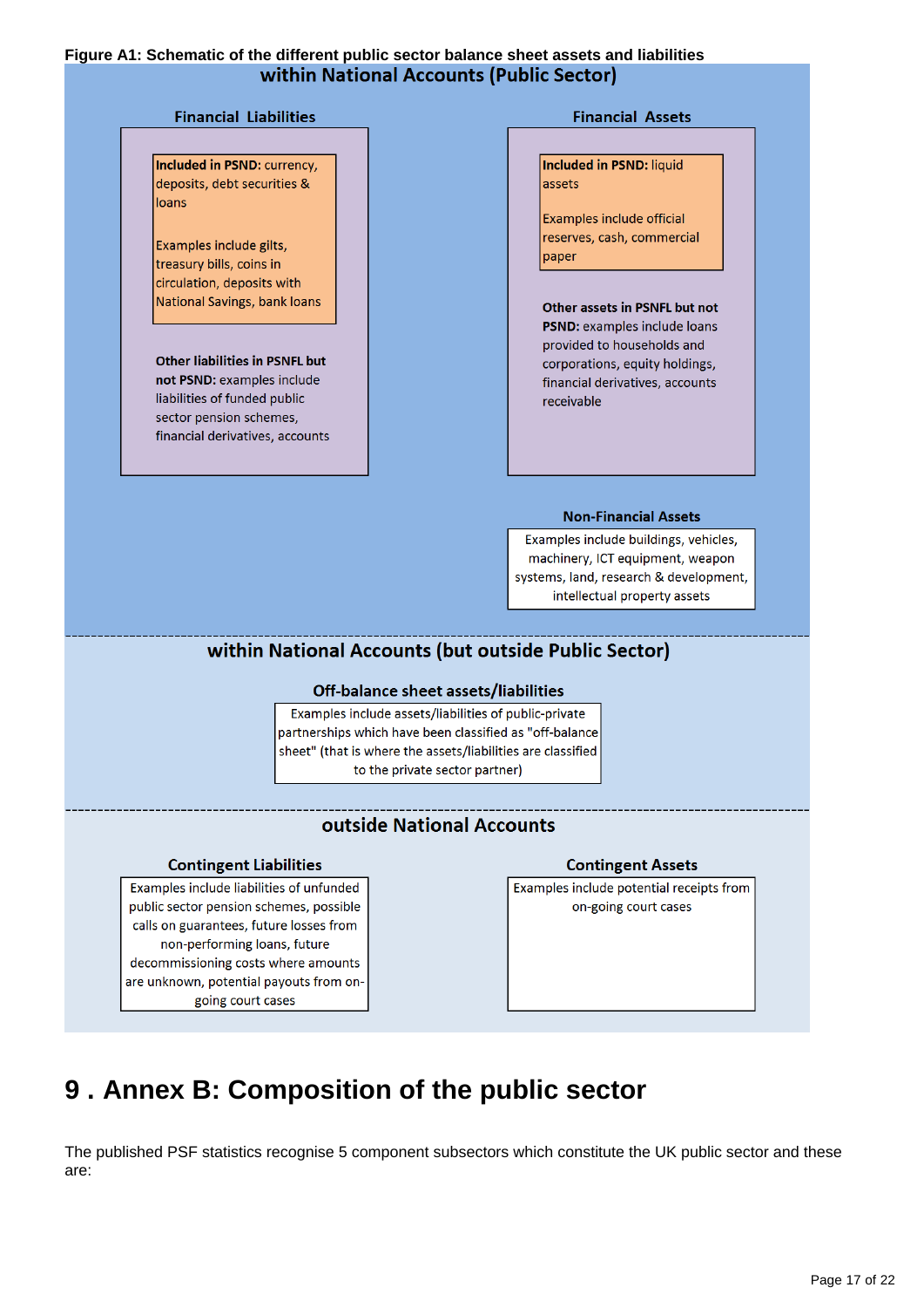**Figure A1: Schematic of the different public sector balance sheet assets and liabilities**

### within National Accounts (Public Sector)

**Financial Liabilities**

**Included in PSND:** currency, deposits, debt securities & loans

Examples include gilts, treasury bills, coins in circulation, deposits with National Savings, bank loans

**Other liabilities in PSNFL but not PSND:** examples include liabilities of funded public sector pension schemes, financial derivatives, accounts

**Financial Assets**

**Included in PSND:** liquid assets

Examples include official reserves, cash, commercial paper

**Other assets in PSNFL but not PSND:** examples include loans provided to households and corporations, equity holdings, financial derivatives, accounts receivable

**Non-Financial Assets**

Examples include buildings, vehicles, machinery, ICT equipment, weapon systems, land, research & development, intellectual property assets

### within National Accounts (but outside Public Sector)

**Off-balance sheet assets/liabilities**

Examples include assets/liabilities of public-private partnerships which have been classified as "off-balance sheet" (that is where the assets/liabilities are classified to the private sector partner)

### outside National Accounts

**Contingent Liabilities**

Examples include liabilities of unfunded public sector pension schemes, possible calls on guarantees, future losses from non-performing loans, future decommissioning costs where amounts are unknown, potential payouts from on-going court cases

**Contingent Assets**

Examples include potential receipts from on-going court cases

# 9 . Annex B: Composition of the public sector

The published PSF statistics recognise 5 component subsectors which constitute the UK public sector and these are: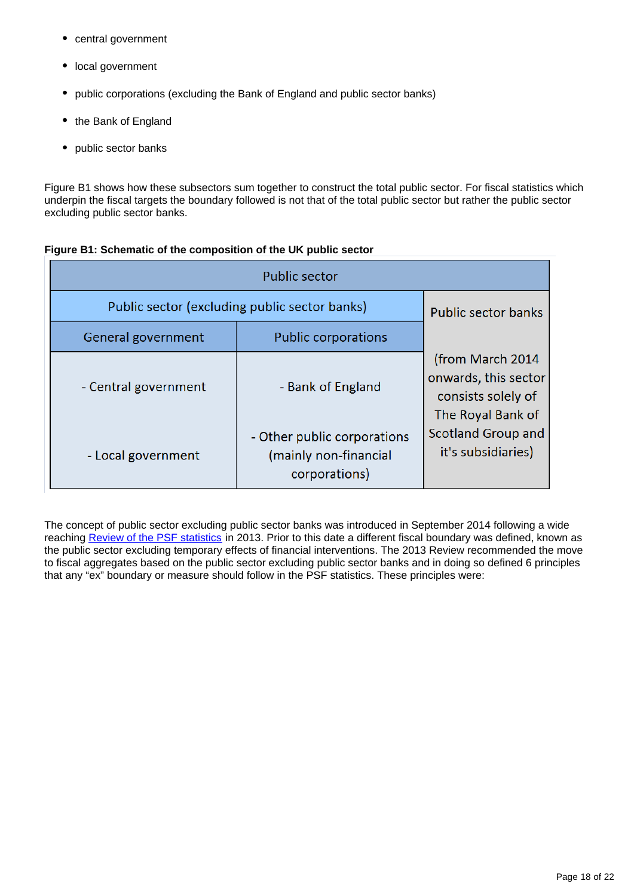- central government
- local government
- public corporations (excluding the Bank of England and public sector banks)
- the Bank of England
- public sector banks

Figure B1 shows how these subsectors sum together to construct the total public sector. For fiscal statistics which underpin the fiscal targets the boundary followed is not that of the total public sector but rather the public sector excluding public sector banks.

**Figure B1: Schematic of the composition of the UK public sector**

| Public sector | | |
|---|---|---|
| Public sector (excluding public sector banks) | | Public sector banks (from March 2014 onwards, this sector consists solely of The Royal Bank of Scotland Group and it's subsidiaries) |
| General government | Public corporations | |
| - Central government | - Bank of England | |
| - Local government | - Other public corporations (mainly non-financial corporations) | |

The concept of public sector excluding public sector banks was introduced in September 2014 following a wide reaching Review of the PSF statistics in 2013. Prior to this date a different fiscal boundary was defined, known as the public sector excluding temporary effects of financial interventions. The 2013 Review recommended the move to fiscal aggregates based on the public sector excluding public sector banks and in doing so defined 6 principles that any "ex" boundary or measure should follow in the PSF statistics. These principles were: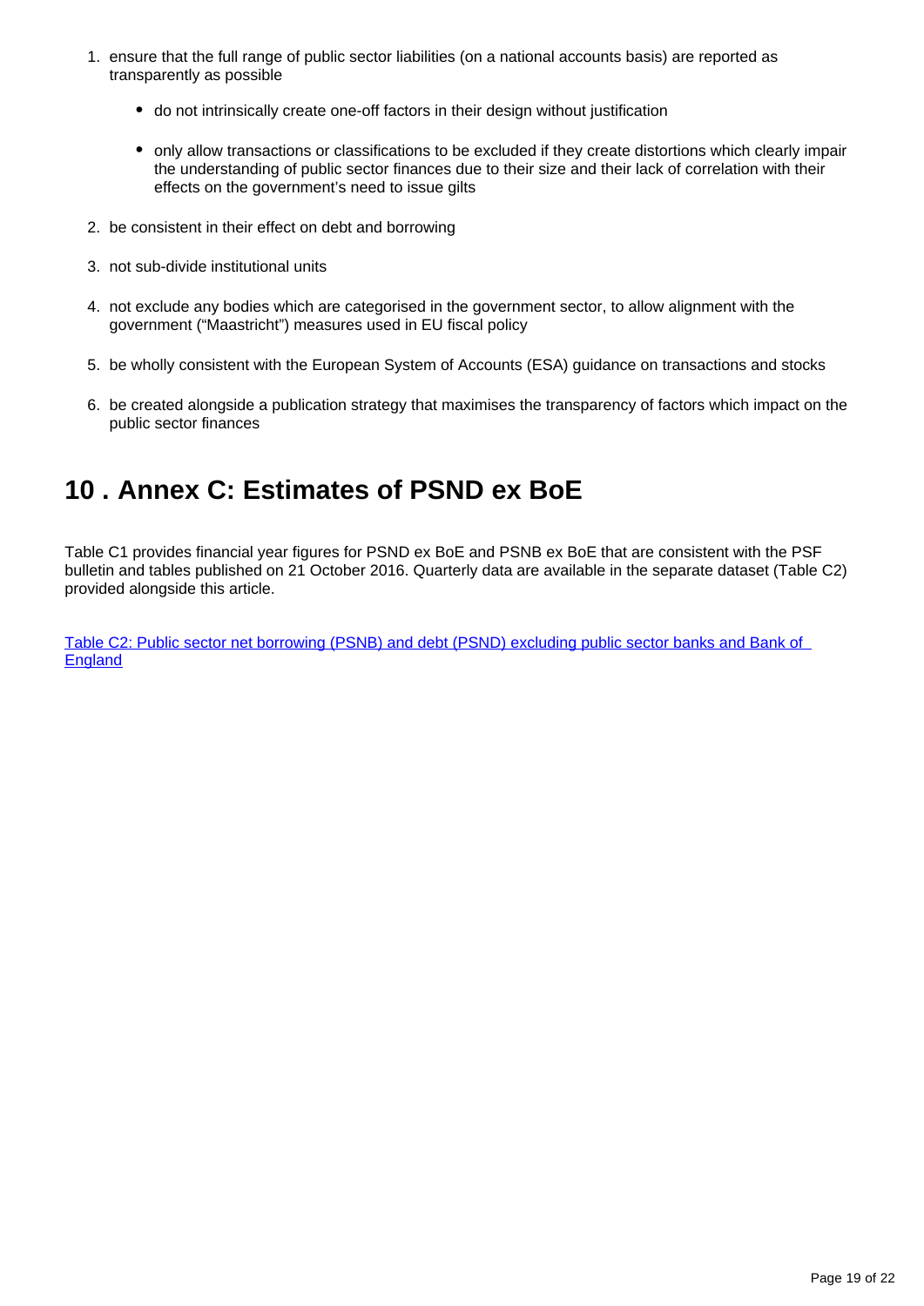1. ensure that the full range of public sector liabilities (on a national accounts basis) are reported as transparently as possible

    - do not intrinsically create one-off factors in their design without justification

    - only allow transactions or classifications to be excluded if they create distortions which clearly impair the understanding of public sector finances due to their size and their lack of correlation with their effects on the government's need to issue gilts

2. be consistent in their effect on debt and borrowing

3. not sub-divide institutional units

4. not exclude any bodies which are categorised in the government sector, to allow alignment with the government ("Maastricht") measures used in EU fiscal policy

5. be wholly consistent with the European System of Accounts (ESA) guidance on transactions and stocks

6. be created alongside a publication strategy that maximises the transparency of factors which impact on the public sector finances

## 10 . Annex C: Estimates of PSND ex BoE

Table C1 provides financial year figures for PSND ex BoE and PSNB ex BoE that are consistent with the PSF bulletin and tables published on 21 October 2016. Quarterly data are available in the separate dataset (Table C2) provided alongside this article.

[Table C2: Public sector net borrowing (PSNB) and debt (PSND) excluding public sector banks and Bank of England]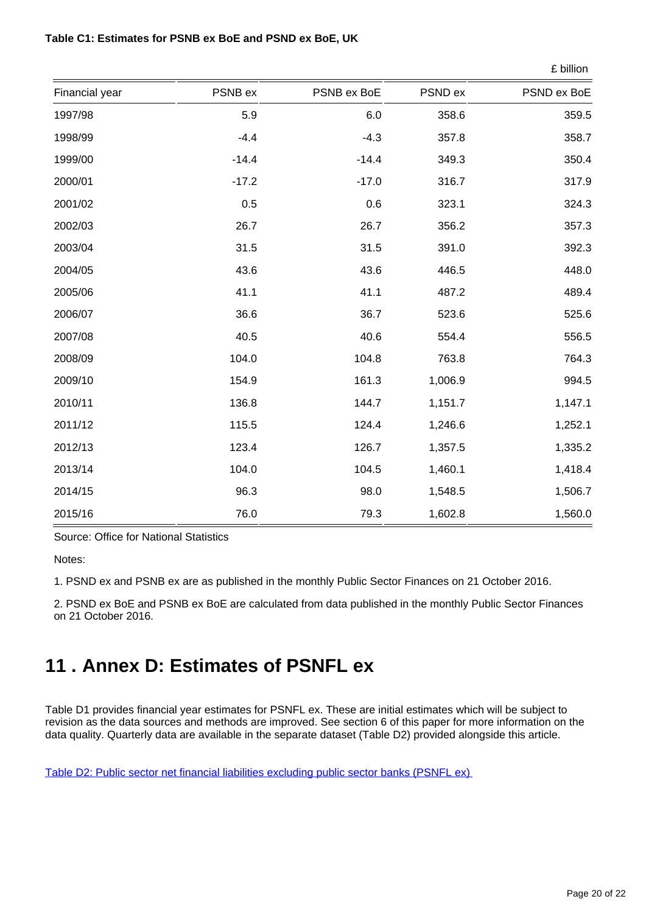**Table C1: Estimates for PSNB ex BoE and PSND ex BoE, UK**

£ billion

| Financial year | PSNB ex | PSNB ex BoE | PSND ex | PSND ex BoE |
|---|---|---|---|---|
| 1997/98 | 5.9 | 6.0 | 358.6 | 359.5 |
| 1998/99 | -4.4 | -4.3 | 357.8 | 358.7 |
| 1999/00 | -14.4 | -14.4 | 349.3 | 350.4 |
| 2000/01 | -17.2 | -17.0 | 316.7 | 317.9 |
| 2001/02 | 0.5 | 0.6 | 323.1 | 324.3 |
| 2002/03 | 26.7 | 26.7 | 356.2 | 357.3 |
| 2003/04 | 31.5 | 31.5 | 391.0 | 392.3 |
| 2004/05 | 43.6 | 43.6 | 446.5 | 448.0 |
| 2005/06 | 41.1 | 41.1 | 487.2 | 489.4 |
| 2006/07 | 36.6 | 36.7 | 523.6 | 525.6 |
| 2007/08 | 40.5 | 40.6 | 554.4 | 556.5 |
| 2008/09 | 104.0 | 104.8 | 763.8 | 764.3 |
| 2009/10 | 154.9 | 161.3 | 1,006.9 | 994.5 |
| 2010/11 | 136.8 | 144.7 | 1,151.7 | 1,147.1 |
| 2011/12 | 115.5 | 124.4 | 1,246.6 | 1,252.1 |
| 2012/13 | 123.4 | 126.7 | 1,357.5 | 1,335.2 |
| 2013/14 | 104.0 | 104.5 | 1,460.1 | 1,418.4 |
| 2014/15 | 96.3 | 98.0 | 1,548.5 | 1,506.7 |
| 2015/16 | 76.0 | 79.3 | 1,602.8 | 1,560.0 |

Source: Office for National Statistics

Notes:

1. PSND ex and PSNB ex are as published in the monthly Public Sector Finances on 21 October 2016.

2. PSND ex BoE and PSNB ex BoE are calculated from data published in the monthly Public Sector Finances on 21 October 2016.

# 11 . Annex D: Estimates of PSNFL ex

Table D1 provides financial year estimates for PSNFL ex. These are initial estimates which will be subject to revision as the data sources and methods are improved. See section 6 of this paper for more information on the data quality. Quarterly data are available in the separate dataset (Table D2) provided alongside this article.

Table D2: Public sector net financial liabilities excluding public sector banks (PSNFL ex)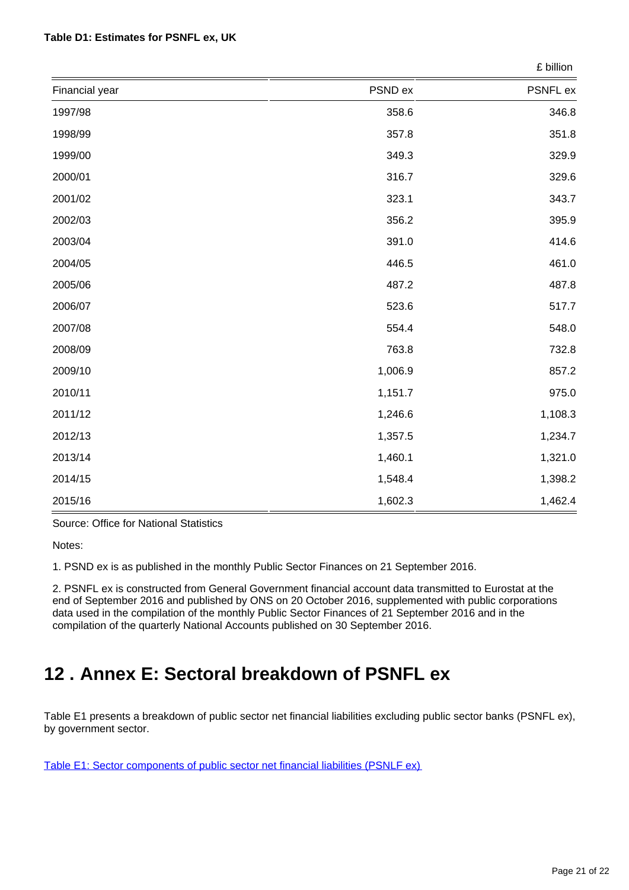**Table D1: Estimates for PSNFL ex, UK**

£ billion

| Financial year | PSND ex | PSNFL ex |
|---|---|---|
| 1997/98 | 358.6 | 346.8 |
| 1998/99 | 357.8 | 351.8 |
| 1999/00 | 349.3 | 329.9 |
| 2000/01 | 316.7 | 329.6 |
| 2001/02 | 323.1 | 343.7 |
| 2002/03 | 356.2 | 395.9 |
| 2003/04 | 391.0 | 414.6 |
| 2004/05 | 446.5 | 461.0 |
| 2005/06 | 487.2 | 487.8 |
| 2006/07 | 523.6 | 517.7 |
| 2007/08 | 554.4 | 548.0 |
| 2008/09 | 763.8 | 732.8 |
| 2009/10 | 1,006.9 | 857.2 |
| 2010/11 | 1,151.7 | 975.0 |
| 2011/12 | 1,246.6 | 1,108.3 |
| 2012/13 | 1,357.5 | 1,234.7 |
| 2013/14 | 1,460.1 | 1,321.0 |
| 2014/15 | 1,548.4 | 1,398.2 |
| 2015/16 | 1,602.3 | 1,462.4 |

Source: Office for National Statistics

Notes:

1. PSND ex is as published in the monthly Public Sector Finances on 21 September 2016.

2. PSNFL ex is constructed from General Government financial account data transmitted to Eurostat at the end of September 2016 and published by ONS on 20 October 2016, supplemented with public corporations data used in the compilation of the monthly Public Sector Finances of 21 September 2016 and in the compilation of the quarterly National Accounts published on 30 September 2016.

# 12 . Annex E: Sectoral breakdown of PSNFL ex

Table E1 presents a breakdown of public sector net financial liabilities excluding public sector banks (PSNFL ex), by government sector.

Table E1: Sector components of public sector net financial liabilities (PSNLF ex)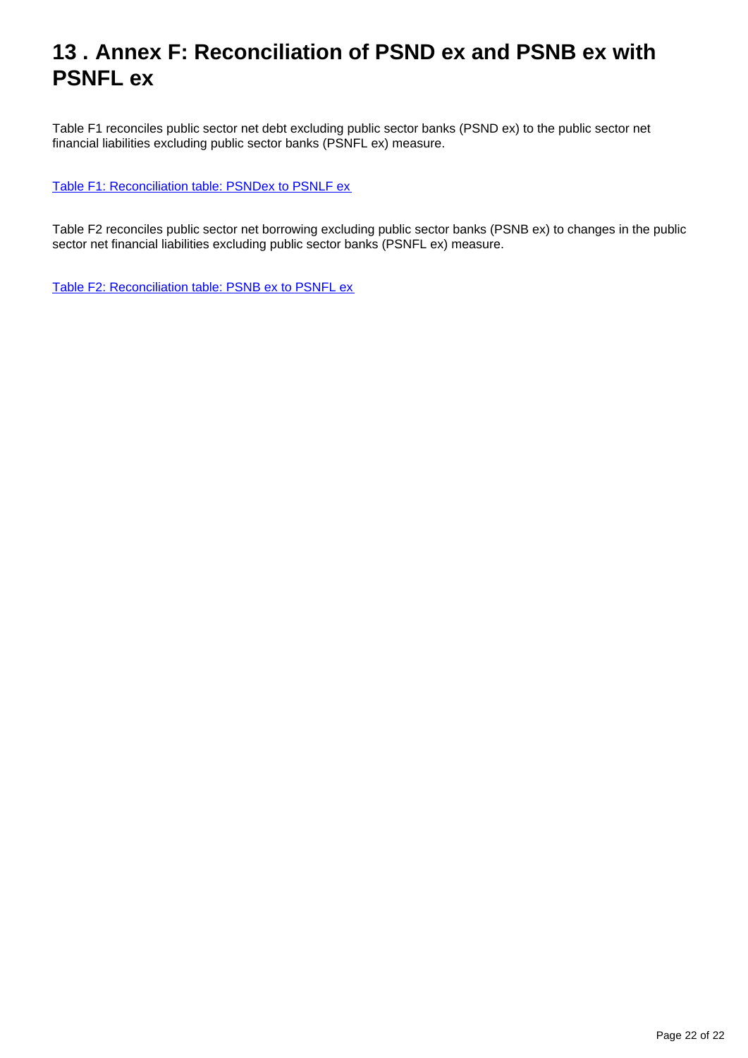# 13 . Annex F: Reconciliation of PSND ex and PSNB ex with PSNFL ex

Table F1 reconciles public sector net debt excluding public sector banks (PSND ex) to the public sector net financial liabilities excluding public sector banks (PSNFL ex) measure.

[Table F1: Reconciliation table: PSNDex to PSNLF ex]

Table F2 reconciles public sector net borrowing excluding public sector banks (PSNB ex) to changes in the public sector net financial liabilities excluding public sector banks (PSNFL ex) measure.

[Table F2: Reconciliation table: PSNB ex to PSNFL ex]